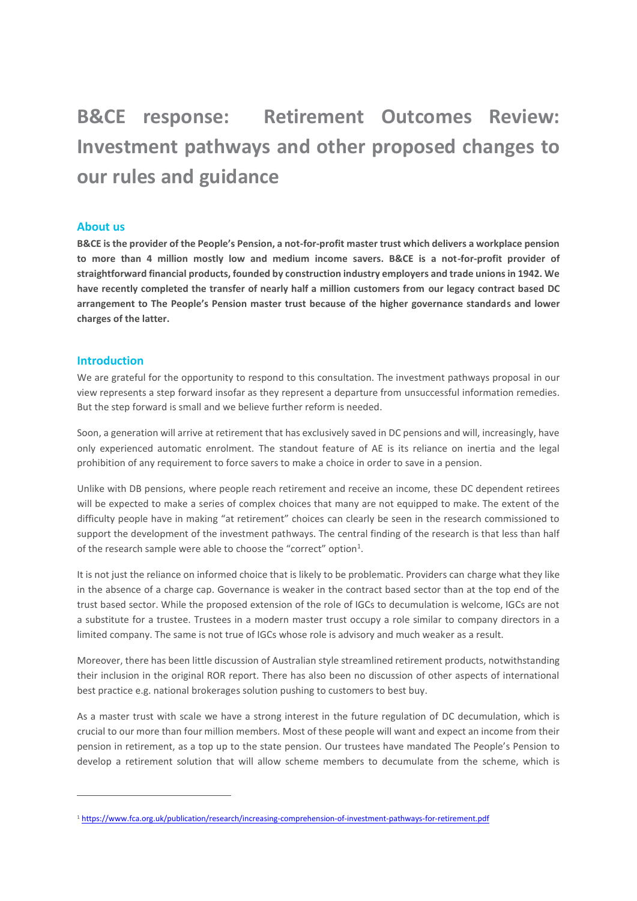# B&CE response: Retirement Outcomes Review: Investment pathways and other proposed changes to our rules and guidance

## About us

**B&CE is the provider of the People's Pension, a not-for-profit master trust which delivers a workplace pension to more than 4 million mostly low and medium income savers. B&CE is a not-for-profit provider of straightforward financial products, founded by construction industry employers and trade unions in 1942. We have recently completed the transfer of nearly half a million customers from our legacy contract based DC arrangement to The People's Pension master trust because of the higher governance standards and lower charges of the latter.**

## Introduction

We are grateful for the opportunity to respond to this consultation. The investment pathways proposal in our view represents a step forward insofar as they represent a departure from unsuccessful information remedies. But the step forward is small and we believe further reform is needed.

Soon, a generation will arrive at retirement that has exclusively saved in DC pensions and will, increasingly, have only experienced automatic enrolment. The standout feature of AE is its reliance on inertia and the legal prohibition of any requirement to force savers to make a choice in order to save in a pension.

Unlike with DB pensions, where people reach retirement and receive an income, these DC dependent retirees will be expected to make a series of complex choices that many are not equipped to make. The extent of the difficulty people have in making "at retirement" choices can clearly be seen in the research commissioned to support the development of the investment pathways. The central finding of the research is that less than half of the research sample were able to choose the "correct" option[1].

It is not just the reliance on informed choice that is likely to be problematic. Providers can charge what they like in the absence of a charge cap. Governance is weaker in the contract based sector than at the top end of the trust based sector. While the proposed extension of the role of IGCs to decumulation is welcome, IGCs are not a substitute for a trustee. Trustees in a modern master trust occupy a role similar to company directors in a limited company. The same is not true of IGCs whose role is advisory and much weaker as a result.

Moreover, there has been little discussion of Australian style streamlined retirement products, notwithstanding their inclusion in the original ROR report. There has also been no discussion of other aspects of international best practice e.g. national brokerages solution pushing to customers to best buy.

As a master trust with scale we have a strong interest in the future regulation of DC decumulation, which is crucial to our more than four million members. Most of these people will want and expect an income from their pension in retirement, as a top up to the state pension. Our trustees have mandated The People's Pension to develop a retirement solution that will allow scheme members to decumulate from the scheme, which is

[1] https://www.fca.org.uk/publication/research/increasing-comprehension-of-investment-pathways-for-retirement.pdf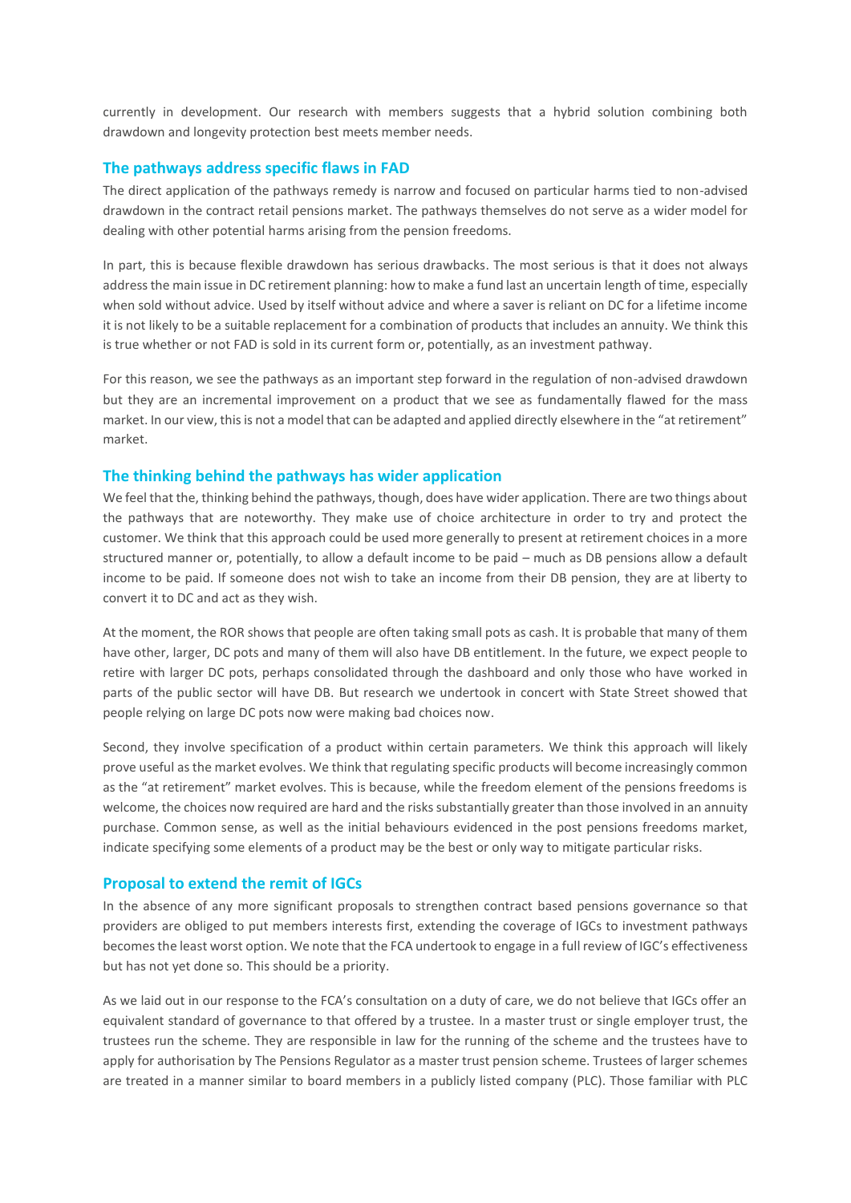currently in development. Our research with members suggests that a hybrid solution combining both drawdown and longevity protection best meets member needs.

## The pathways address specific flaws in FAD

The direct application of the pathways remedy is narrow and focused on particular harms tied to non-advised drawdown in the contract retail pensions market. The pathways themselves do not serve as a wider model for dealing with other potential harms arising from the pension freedoms.

In part, this is because flexible drawdown has serious drawbacks. The most serious is that it does not always address the main issue in DC retirement planning: how to make a fund last an uncertain length of time, especially when sold without advice. Used by itself without advice and where a saver is reliant on DC for a lifetime income it is not likely to be a suitable replacement for a combination of products that includes an annuity. We think this is true whether or not FAD is sold in its current form or, potentially, as an investment pathway.

For this reason, we see the pathways as an important step forward in the regulation of non-advised drawdown but they are an incremental improvement on a product that we see as fundamentally flawed for the mass market. In our view, this is not a model that can be adapted and applied directly elsewhere in the "at retirement" market.

## The thinking behind the pathways has wider application

We feel that the, thinking behind the pathways, though, does have wider application. There are two things about the pathways that are noteworthy. They make use of choice architecture in order to try and protect the customer. We think that this approach could be used more generally to present at retirement choices in a more structured manner or, potentially, to allow a default income to be paid – much as DB pensions allow a default income to be paid. If someone does not wish to take an income from their DB pension, they are at liberty to convert it to DC and act as they wish.

At the moment, the ROR shows that people are often taking small pots as cash. It is probable that many of them have other, larger, DC pots and many of them will also have DB entitlement. In the future, we expect people to retire with larger DC pots, perhaps consolidated through the dashboard and only those who have worked in parts of the public sector will have DB. But research we undertook in concert with State Street showed that people relying on large DC pots now were making bad choices now.

Second, they involve specification of a product within certain parameters. We think this approach will likely prove useful as the market evolves. We think that regulating specific products will become increasingly common as the "at retirement" market evolves. This is because, while the freedom element of the pensions freedoms is welcome, the choices now required are hard and the risks substantially greater than those involved in an annuity purchase. Common sense, as well as the initial behaviours evidenced in the post pensions freedoms market, indicate specifying some elements of a product may be the best or only way to mitigate particular risks.

## Proposal to extend the remit of IGCs

In the absence of any more significant proposals to strengthen contract based pensions governance so that providers are obliged to put members interests first, extending the coverage of IGCs to investment pathways becomes the least worst option. We note that the FCA undertook to engage in a full review of IGC's effectiveness but has not yet done so. This should be a priority.

As we laid out in our response to the FCA's consultation on a duty of care, we do not believe that IGCs offer an equivalent standard of governance to that offered by a trustee. In a master trust or single employer trust, the trustees run the scheme. They are responsible in law for the running of the scheme and the trustees have to apply for authorisation by The Pensions Regulator as a master trust pension scheme. Trustees of larger schemes are treated in a manner similar to board members in a publicly listed company (PLC). Those familiar with PLC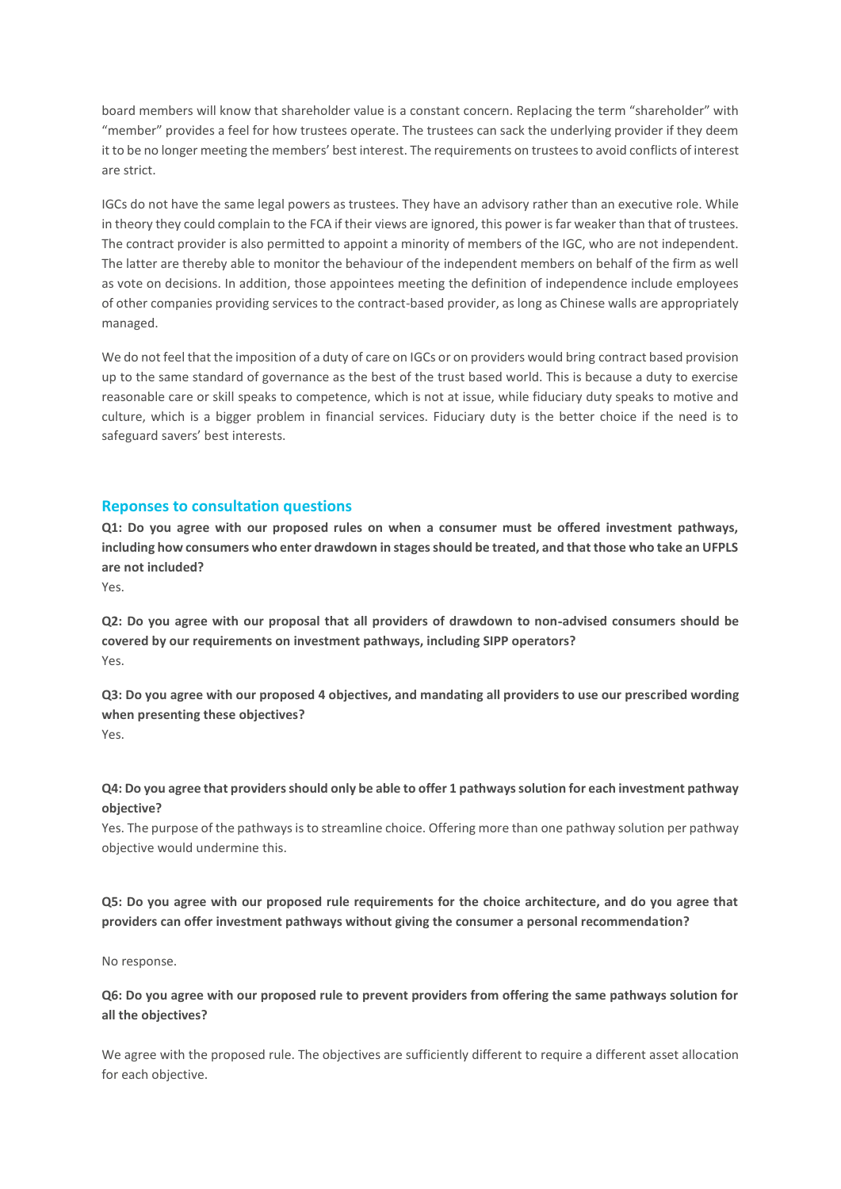board members will know that shareholder value is a constant concern. Replacing the term "shareholder" with "member" provides a feel for how trustees operate. The trustees can sack the underlying provider if they deem it to be no longer meeting the members' best interest. The requirements on trustees to avoid conflicts of interest are strict.

IGCs do not have the same legal powers as trustees. They have an advisory rather than an executive role. While in theory they could complain to the FCA if their views are ignored, this power is far weaker than that of trustees. The contract provider is also permitted to appoint a minority of members of the IGC, who are not independent. The latter are thereby able to monitor the behaviour of the independent members on behalf of the firm as well as vote on decisions. In addition, those appointees meeting the definition of independence include employees of other companies providing services to the contract-based provider, as long as Chinese walls are appropriately managed.

We do not feel that the imposition of a duty of care on IGCs or on providers would bring contract based provision up to the same standard of governance as the best of the trust based world. This is because a duty to exercise reasonable care or skill speaks to competence, which is not at issue, while fiduciary duty speaks to motive and culture, which is a bigger problem in financial services. Fiduciary duty is the better choice if the need is to safeguard savers' best interests.

## Reponses to consultation questions

**Q1: Do you agree with our proposed rules on when a consumer must be offered investment pathways, including how consumers who enter drawdown in stages should be treated, and that those who take an UFPLS are not included?**

Yes.

**Q2: Do you agree with our proposal that all providers of drawdown to non-advised consumers should be covered by our requirements on investment pathways, including SIPP operators?**

Yes.

**Q3: Do you agree with our proposed 4 objectives, and mandating all providers to use our prescribed wording when presenting these objectives?**

Yes.

**Q4: Do you agree that providers should only be able to offer 1 pathways solution for each investment pathway objective?**

Yes. The purpose of the pathways is to streamline choice. Offering more than one pathway solution per pathway objective would undermine this.

**Q5: Do you agree with our proposed rule requirements for the choice architecture, and do you agree that providers can offer investment pathways without giving the consumer a personal recommendation?**

No response.

**Q6: Do you agree with our proposed rule to prevent providers from offering the same pathways solution for all the objectives?**

We agree with the proposed rule. The objectives are sufficiently different to require a different asset allocation for each objective.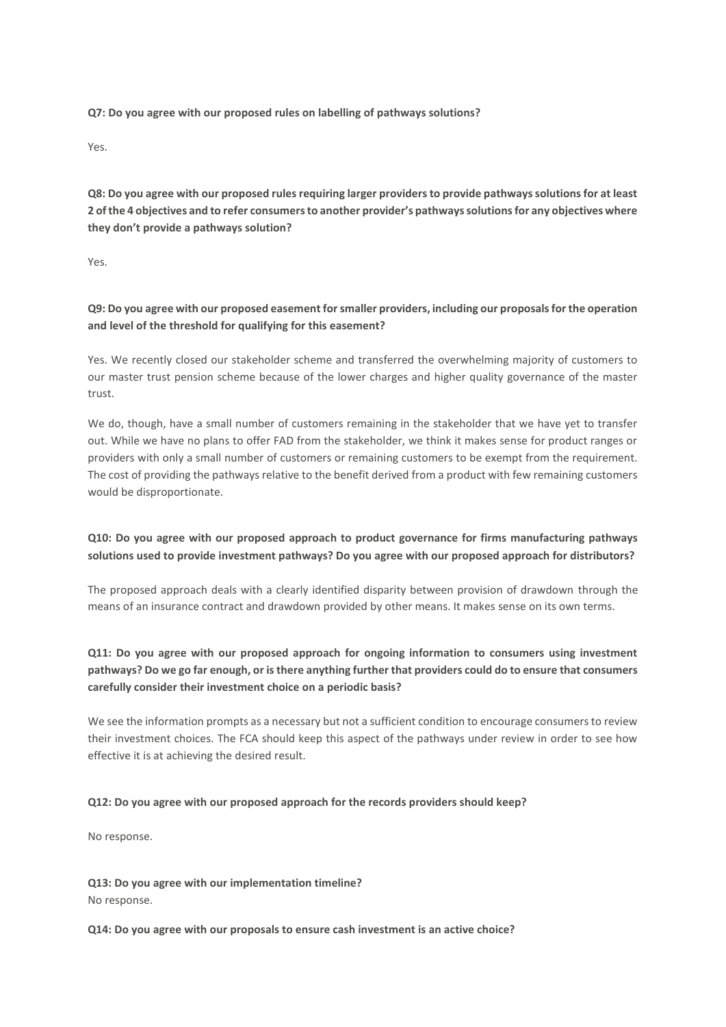**Q7: Do you agree with our proposed rules on labelling of pathways solutions?**

Yes.

**Q8: Do you agree with our proposed rules requiring larger providers to provide pathways solutions for at least 2 of the 4 objectives and to refer consumers to another provider's pathways solutions for any objectives where they don't provide a pathways solution?**

Yes.

**Q9: Do you agree with our proposed easement for smaller providers, including our proposals for the operation and level of the threshold for qualifying for this easement?**

Yes. We recently closed our stakeholder scheme and transferred the overwhelming majority of customers to our master trust pension scheme because of the lower charges and higher quality governance of the master trust.

We do, though, have a small number of customers remaining in the stakeholder that we have yet to transfer out. While we have no plans to offer FAD from the stakeholder, we think it makes sense for product ranges or providers with only a small number of customers or remaining customers to be exempt from the requirement. The cost of providing the pathways relative to the benefit derived from a product with few remaining customers would be disproportionate.

**Q10: Do you agree with our proposed approach to product governance for firms manufacturing pathways solutions used to provide investment pathways? Do you agree with our proposed approach for distributors?**

The proposed approach deals with a clearly identified disparity between provision of drawdown through the means of an insurance contract and drawdown provided by other means. It makes sense on its own terms.

**Q11: Do you agree with our proposed approach for ongoing information to consumers using investment pathways? Do we go far enough, or is there anything further that providers could do to ensure that consumers carefully consider their investment choice on a periodic basis?**

We see the information prompts as a necessary but not a sufficient condition to encourage consumers to review their investment choices. The FCA should keep this aspect of the pathways under review in order to see how effective it is at achieving the desired result.

**Q12: Do you agree with our proposed approach for the records providers should keep?**

No response.

**Q13: Do you agree with our implementation timeline?**
No response.

**Q14: Do you agree with our proposals to ensure cash investment is an active choice?**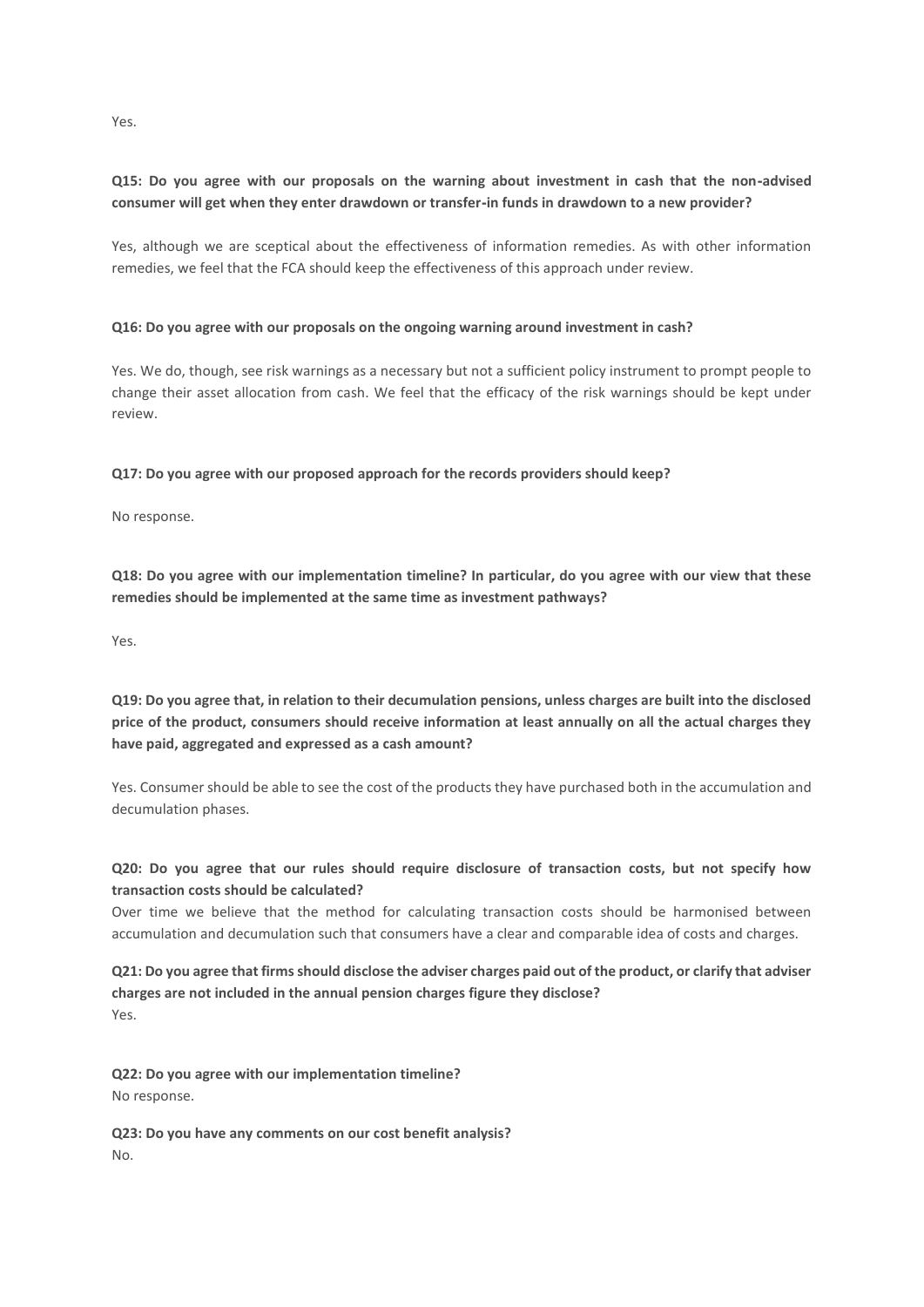Yes.

**Q15: Do you agree with our proposals on the warning about investment in cash that the non-advised consumer will get when they enter drawdown or transfer-in funds in drawdown to a new provider?**

Yes, although we are sceptical about the effectiveness of information remedies. As with other information remedies, we feel that the FCA should keep the effectiveness of this approach under review.

**Q16: Do you agree with our proposals on the ongoing warning around investment in cash?**

Yes. We do, though, see risk warnings as a necessary but not a sufficient policy instrument to prompt people to change their asset allocation from cash. We feel that the efficacy of the risk warnings should be kept under review.

**Q17: Do you agree with our proposed approach for the records providers should keep?**

No response.

**Q18: Do you agree with our implementation timeline? In particular, do you agree with our view that these remedies should be implemented at the same time as investment pathways?**

Yes.

**Q19: Do you agree that, in relation to their decumulation pensions, unless charges are built into the disclosed price of the product, consumers should receive information at least annually on all the actual charges they have paid, aggregated and expressed as a cash amount?**

Yes. Consumer should be able to see the cost of the products they have purchased both in the accumulation and decumulation phases.

**Q20: Do you agree that our rules should require disclosure of transaction costs, but not specify how transaction costs should be calculated?**

Over time we believe that the method for calculating transaction costs should be harmonised between accumulation and decumulation such that consumers have a clear and comparable idea of costs and charges.

**Q21: Do you agree that firms should disclose the adviser charges paid out of the product, or clarify that adviser charges are not included in the annual pension charges figure they disclose?**

Yes.

**Q22: Do you agree with our implementation timeline?**

No response.

**Q23: Do you have any comments on our cost benefit analysis?**

No.